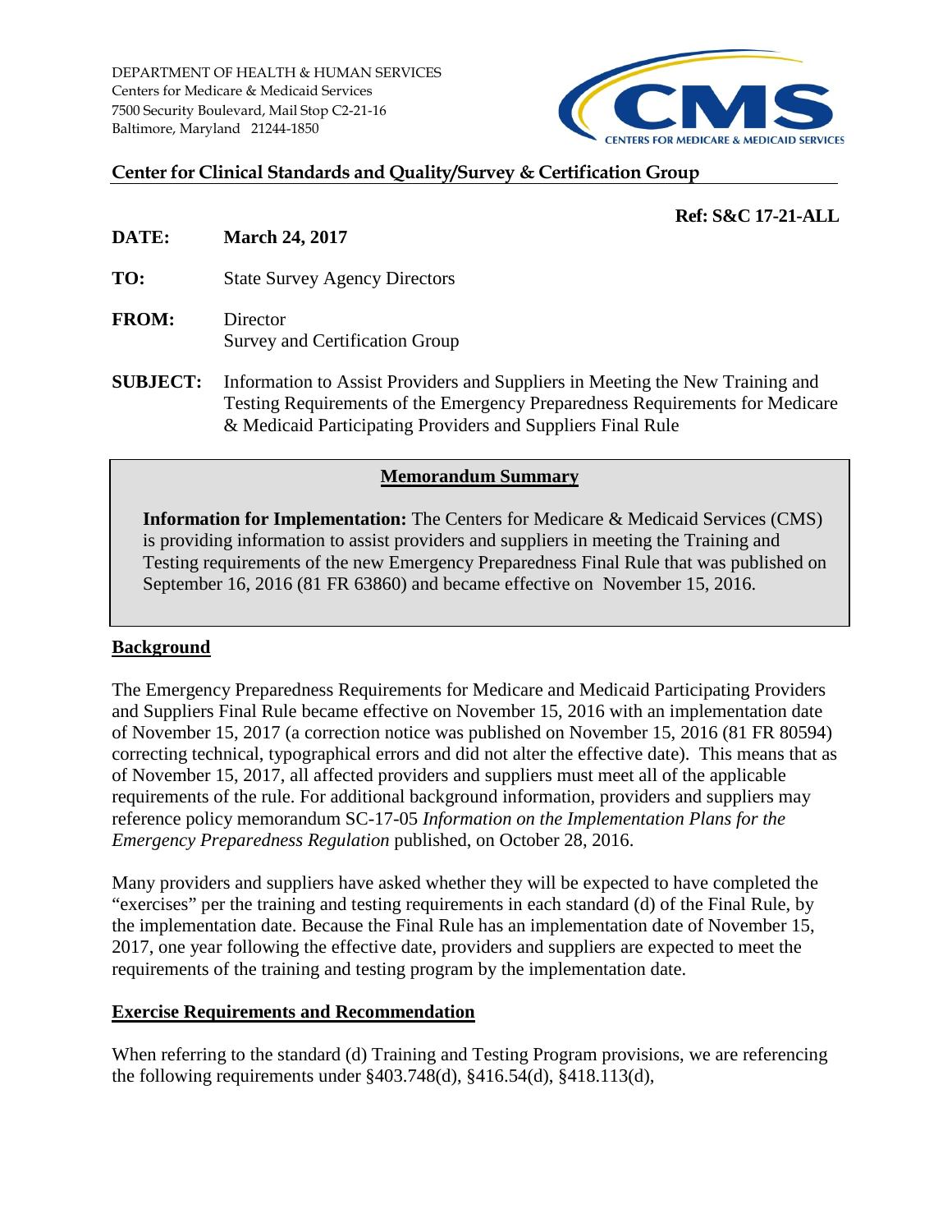DEPARTMENT OF HEALTH & HUMAN SERVICES
Centers for Medicare & Medicaid Services
7500 Security Boulevard, Mail Stop C2-21-16
Baltimore, Maryland 21244-1850

CMS
CENTERS FOR MEDICARE & MEDICAID SERVICES

## Center for Clinical Standards and Quality/Survey & Certification Group

**Ref: S&C 17-21-ALL**

**DATE:** **March 24, 2017**

**TO:** State Survey Agency Directors

**FROM:** Director
Survey and Certification Group

**SUBJECT:** Information to Assist Providers and Suppliers in Meeting the New Training and Testing Requirements of the Emergency Preparedness Requirements for Medicare & Medicaid Participating Providers and Suppliers Final Rule

### Memorandum Summary

**Information for Implementation:** The Centers for Medicare & Medicaid Services (CMS) is providing information to assist providers and suppliers in meeting the Training and Testing requirements of the new Emergency Preparedness Final Rule that was published on September 16, 2016 (81 FR 63860) and became effective on November 15, 2016.

### Background

The Emergency Preparedness Requirements for Medicare and Medicaid Participating Providers and Suppliers Final Rule became effective on November 15, 2016 with an implementation date of November 15, 2017 (a correction notice was published on November 15, 2016 (81 FR 80594) correcting technical, typographical errors and did not alter the effective date). This means that as of November 15, 2017, all affected providers and suppliers must meet all of the applicable requirements of the rule. For additional background information, providers and suppliers may reference policy memorandum SC-17-05 *Information on the Implementation Plans for the Emergency Preparedness Regulation* published, on October 28, 2016.

Many providers and suppliers have asked whether they will be expected to have completed the "exercises" per the training and testing requirements in each standard (d) of the Final Rule, by the implementation date. Because the Final Rule has an implementation date of November 15, 2017, one year following the effective date, providers and suppliers are expected to meet the requirements of the training and testing program by the implementation date.

### Exercise Requirements and Recommendation

When referring to the standard (d) Training and Testing Program provisions, we are referencing the following requirements under §403.748(d), §416.54(d), §418.113(d),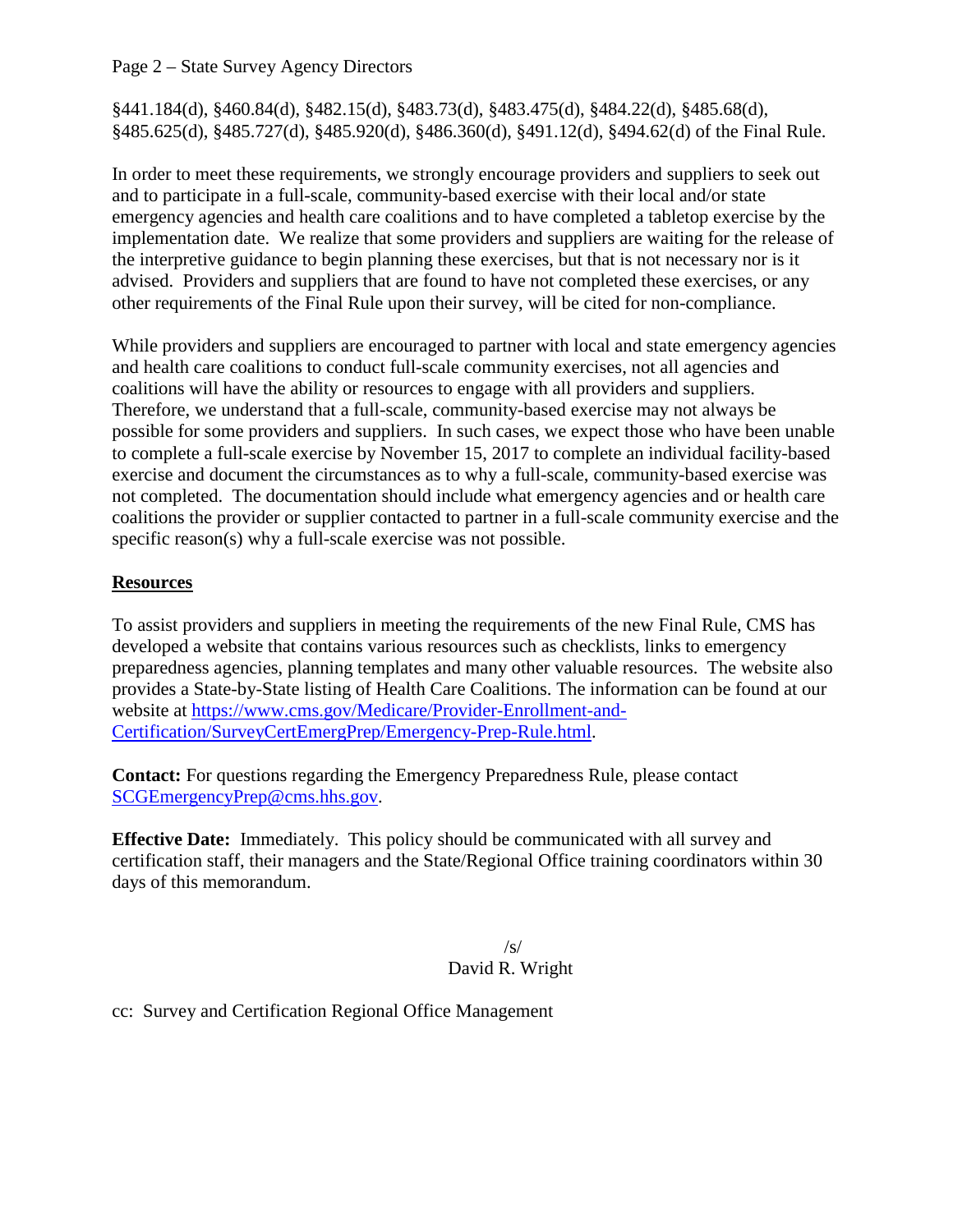§441.184(d), §460.84(d), §482.15(d), §483.73(d), §483.475(d), §484.22(d), §485.68(d), §485.625(d), §485.727(d), §485.920(d), §486.360(d), §491.12(d), §494.62(d) of the Final Rule.

In order to meet these requirements, we strongly encourage providers and suppliers to seek out and to participate in a full-scale, community-based exercise with their local and/or state emergency agencies and health care coalitions and to have completed a tabletop exercise by the implementation date. We realize that some providers and suppliers are waiting for the release of the interpretive guidance to begin planning these exercises, but that is not necessary nor is it advised. Providers and suppliers that are found to have not completed these exercises, or any other requirements of the Final Rule upon their survey, will be cited for non-compliance.

While providers and suppliers are encouraged to partner with local and state emergency agencies and health care coalitions to conduct full-scale community exercises, not all agencies and coalitions will have the ability or resources to engage with all providers and suppliers. Therefore, we understand that a full-scale, community-based exercise may not always be possible for some providers and suppliers. In such cases, we expect those who have been unable to complete a full-scale exercise by November 15, 2017 to complete an individual facility-based exercise and document the circumstances as to why a full-scale, community-based exercise was not completed. The documentation should include what emergency agencies and or health care coalitions the provider or supplier contacted to partner in a full-scale community exercise and the specific reason(s) why a full-scale exercise was not possible.

**Resources**

To assist providers and suppliers in meeting the requirements of the new Final Rule, CMS has developed a website that contains various resources such as checklists, links to emergency preparedness agencies, planning templates and many other valuable resources. The website also provides a State-by-State listing of Health Care Coalitions. The information can be found at our website at https://www.cms.gov/Medicare/Provider-Enrollment-and-Certification/SurveyCertEmergPrep/Emergency-Prep-Rule.html.

**Contact:** For questions regarding the Emergency Preparedness Rule, please contact SCGEmergencyPrep@cms.hhs.gov.

**Effective Date:** Immediately. This policy should be communicated with all survey and certification staff, their managers and the State/Regional Office training coordinators within 30 days of this memorandum.

/s/
David R. Wright

cc: Survey and Certification Regional Office Management